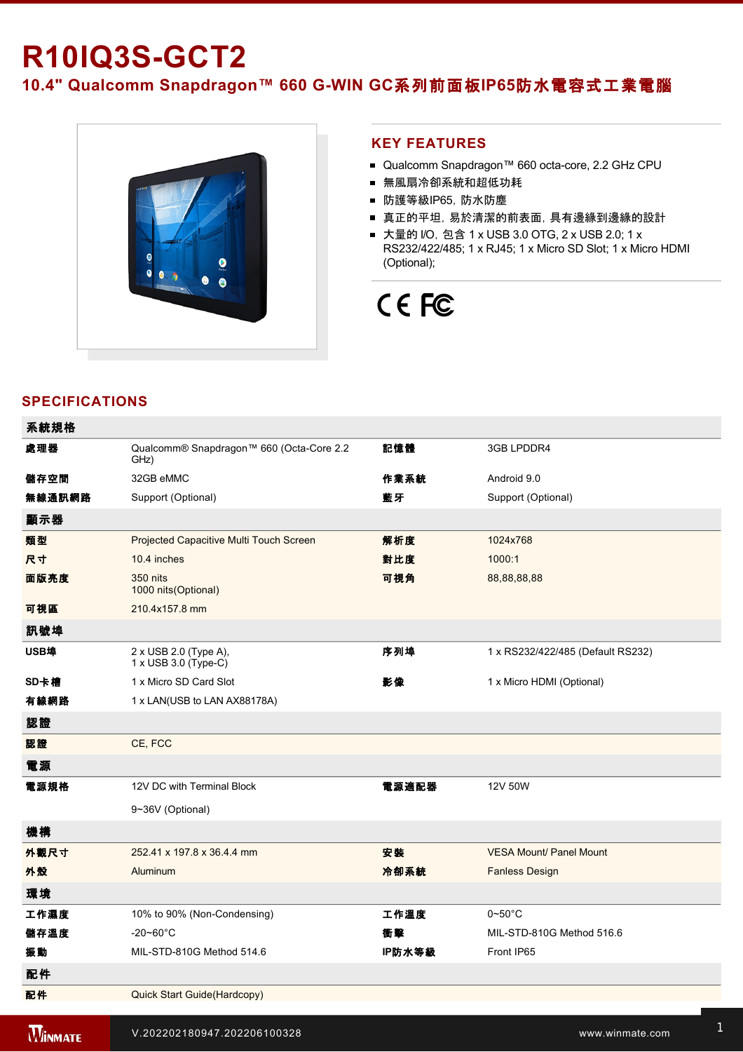# R10IQ3S-GCT2

## 10.4" Qualcomm Snapdragon™ 660 G-WIN GC系列前面板IP65防水電容式工業電腦

## KEY FEATURES

- Qualcomm Snapdragon™ 660 octa-core, 2.2 GHz CPU
- 無風扇冷卻系統和超低功耗
- 防護等級IP65，防水防塵
- 真正的平坦，易於清潔的前表面，具有邊緣到邊緣的設計
- 大量的 I/O，包含 1 x USB 3.0 OTG, 2 x USB 2.0; 1 x RS232/422/485; 1 x RJ45; 1 x Micro SD Slot; 1 x Micro HDMI (Optional);

CE FC

## SPECIFICATIONS

| 系統規格 | | | |
|---|---|---|---|
| 處理器 | Qualcomm® Snapdragon™ 660 (Octa-Core 2.2 GHz) | 記憶體 | 3GB LPDDR4 |
| 儲存空間 | 32GB eMMC | 作業系統 | Android 9.0 |
| 無線通訊網路 | Support (Optional) | 藍牙 | Support (Optional) |
| **顯示器** | | | |
| 類型 | Projected Capacitive Multi Touch Screen | 解析度 | 1024x768 |
| 尺寸 | 10.4 inches | 對比度 | 1000:1 |
| 面版亮度 | 350 nits<br>1000 nits(Optional) | 可視角 | 88,88,88,88 |
| 可視區 | 210.4x157.8 mm | | |
| **訊號埠** | | | |
| USB埠 | 2 x USB 2.0 (Type A),<br>1 x USB 3.0 (Type-C) | 序列埠 | 1 x RS232/422/485 (Default RS232) |
| SD卡槽 | 1 x Micro SD Card Slot | 影像 | 1 x Micro HDMI (Optional) |
| 有線網路 | 1 x LAN(USB to LAN AX88178A) | | |
| **認證** | | | |
| 認證 | CE, FCC | | |
| **電源** | | | |
| 電源規格 | 12V DC with Terminal Block<br>9~36V (Optional) | 電源適配器 | 12V 50W |
| **機構** | | | |
| 外觀尺寸 | 252.41 x 197.8 x 36.4.4 mm | 安裝 | VESA Mount/ Panel Mount |
| 外殼 | Aluminum | 冷卻系統 | Fanless Design |
| **環境** | | | |
| 工作濕度 | 10% to 90% (Non-Condensing) | 工作溫度 | 0~50°C |
| 儲存溫度 | -20~60°C | 衝擊 | MIL-STD-810G Method 516.6 |
| 振動 | MIL-STD-810G Method 514.6 | IP防水等級 | Front IP65 |
| **配件** | | | |
| 配件 | Quick Start Guide(Hardcopy) | | |

V.202202180947.202206100328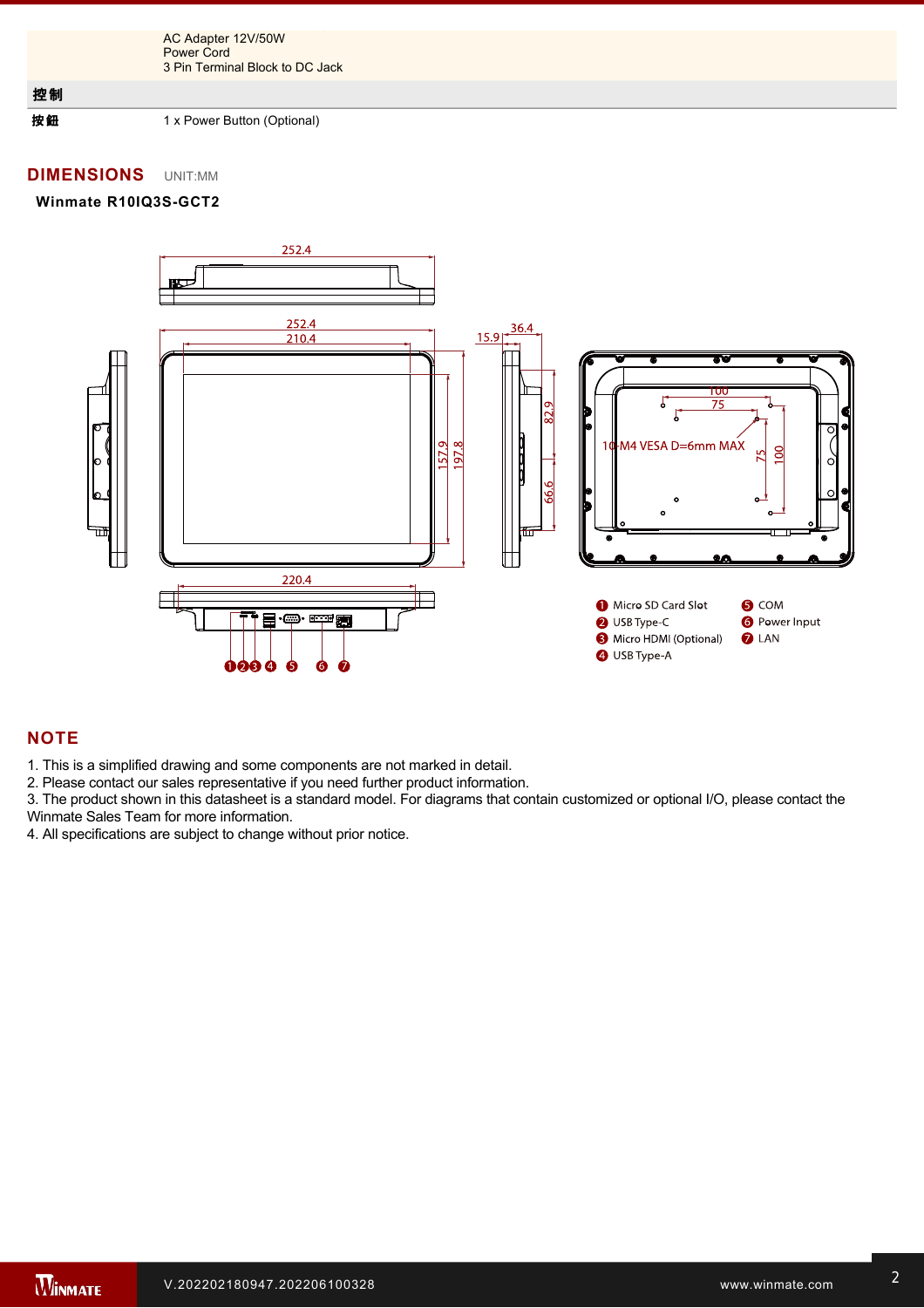| | |
|---|---|
| | AC Adapter 12V/50W<br>Power Cord<br>3 Pin Terminal Block to DC Jack |
| **控制** | |
| **按鈕** | 1 x Power Button (Optional) |

## DIMENSIONS UNIT:MM

**Winmate R10IQ3S-GCT2**

252.4
252.4
210.4
15.9
36.4
157.9
197.8
82.9
66.6
100
75
10-M4 VESA D=6mm MAX
75
100
220.4

1 Micro SD Card Slot
2 USB Type-C
3 Micro HDMI (Optional)
4 USB Type-A
5 COM
6 Power Input
7 LAN

## NOTE

1. This is a simplified drawing and some components are not marked in detail.
2. Please contact our sales representative if you need further product information.
3. The product shown in this datasheet is a standard model. For diagrams that contain customized or optional I/O, please contact the Winmate Sales Team for more information.
4. All specifications are subject to change without prior notice.